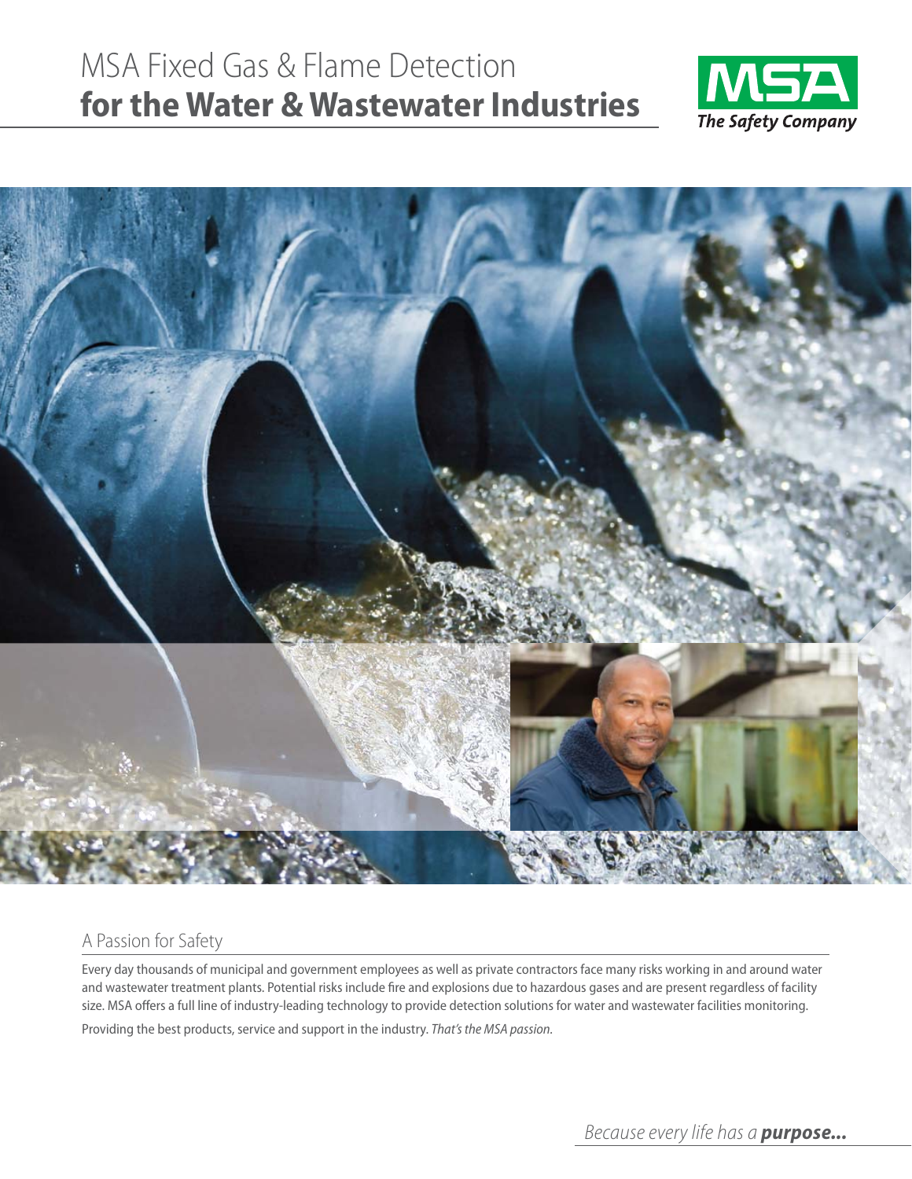# MSA Fixed Gas & Flame Detection **for the Water & Wastewater Industries**

MSA
*The Safety Company*

## A Passion for Safety

Every day thousands of municipal and government employees as well as private contractors face many risks working in and around water and wastewater treatment plants. Potential risks include fire and explosions due to hazardous gases and are present regardless of facility size. MSA offers a full line of industry-leading technology to provide detection solutions for water and wastewater facilities monitoring.

Providing the best products, service and support in the industry. *That's the MSA passion.*

*Because every life has a* ***purpose...***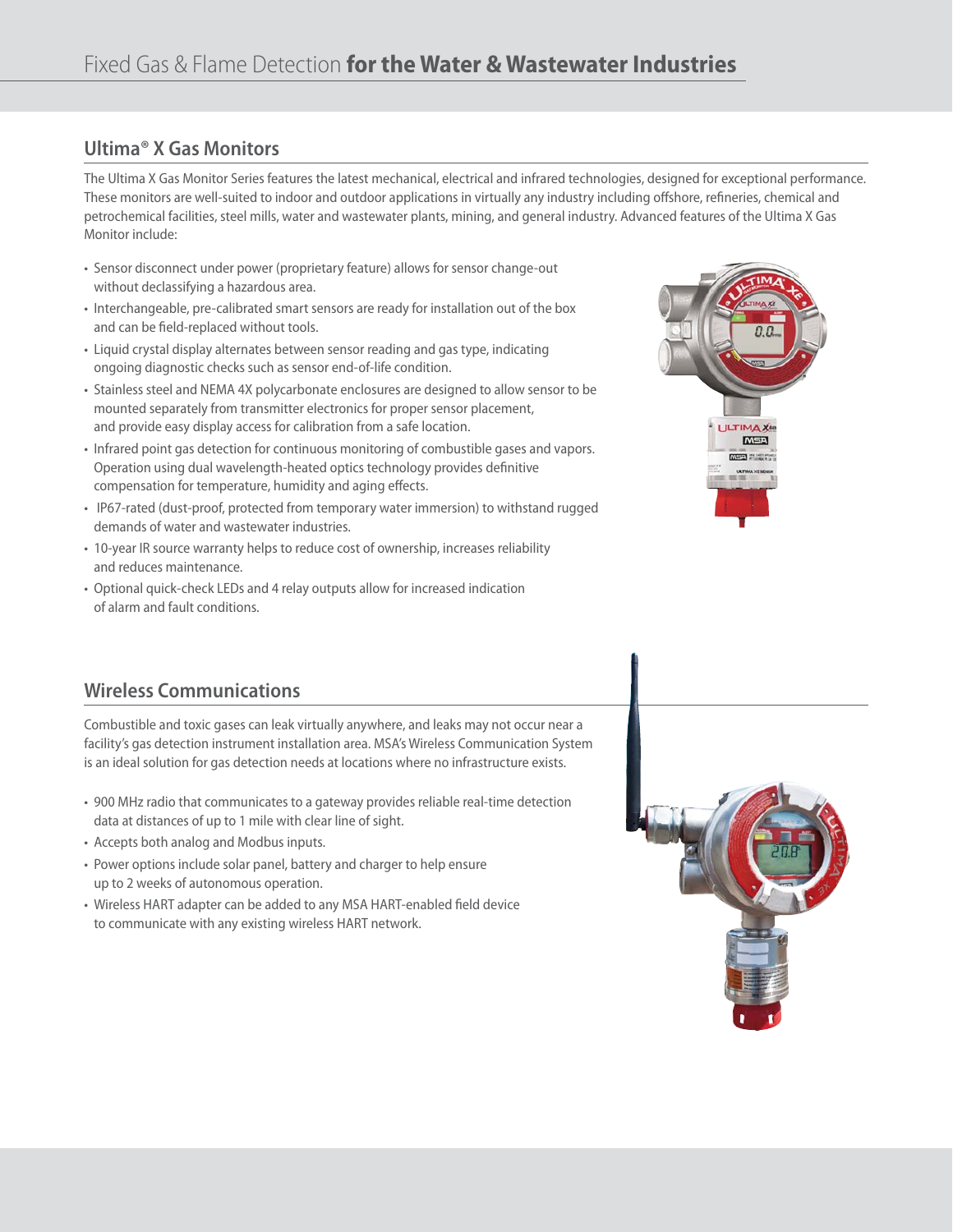## Ultima® X Gas Monitors

The Ultima X Gas Monitor Series features the latest mechanical, electrical and infrared technologies, designed for exceptional performance. These monitors are well-suited to indoor and outdoor applications in virtually any industry including offshore, refineries, chemical and petrochemical facilities, steel mills, water and wastewater plants, mining, and general industry. Advanced features of the Ultima X Gas Monitor include:

- Sensor disconnect under power (proprietary feature) allows for sensor change-out without declassifying a hazardous area.
- Interchangeable, pre-calibrated smart sensors are ready for installation out of the box and can be field-replaced without tools.
- Liquid crystal display alternates between sensor reading and gas type, indicating ongoing diagnostic checks such as sensor end-of-life condition.
- Stainless steel and NEMA 4X polycarbonate enclosures are designed to allow sensor to be mounted separately from transmitter electronics for proper sensor placement, and provide easy display access for calibration from a safe location.
- Infrared point gas detection for continuous monitoring of combustible gases and vapors. Operation using dual wavelength-heated optics technology provides definitive compensation for temperature, humidity and aging effects.
- IP67-rated (dust-proof, protected from temporary water immersion) to withstand rugged demands of water and wastewater industries.
- 10-year IR source warranty helps to reduce cost of ownership, increases reliability and reduces maintenance.
- Optional quick-check LEDs and 4 relay outputs allow for increased indication of alarm and fault conditions.

## Wireless Communications

Combustible and toxic gases can leak virtually anywhere, and leaks may not occur near a facility's gas detection instrument installation area. MSA's Wireless Communication System is an ideal solution for gas detection needs at locations where no infrastructure exists.

- 900 MHz radio that communicates to a gateway provides reliable real-time detection data at distances of up to 1 mile with clear line of sight.
- Accepts both analog and Modbus inputs.
- Power options include solar panel, battery and charger to help ensure up to 2 weeks of autonomous operation.
- Wireless HART adapter can be added to any MSA HART-enabled field device to communicate with any existing wireless HART network.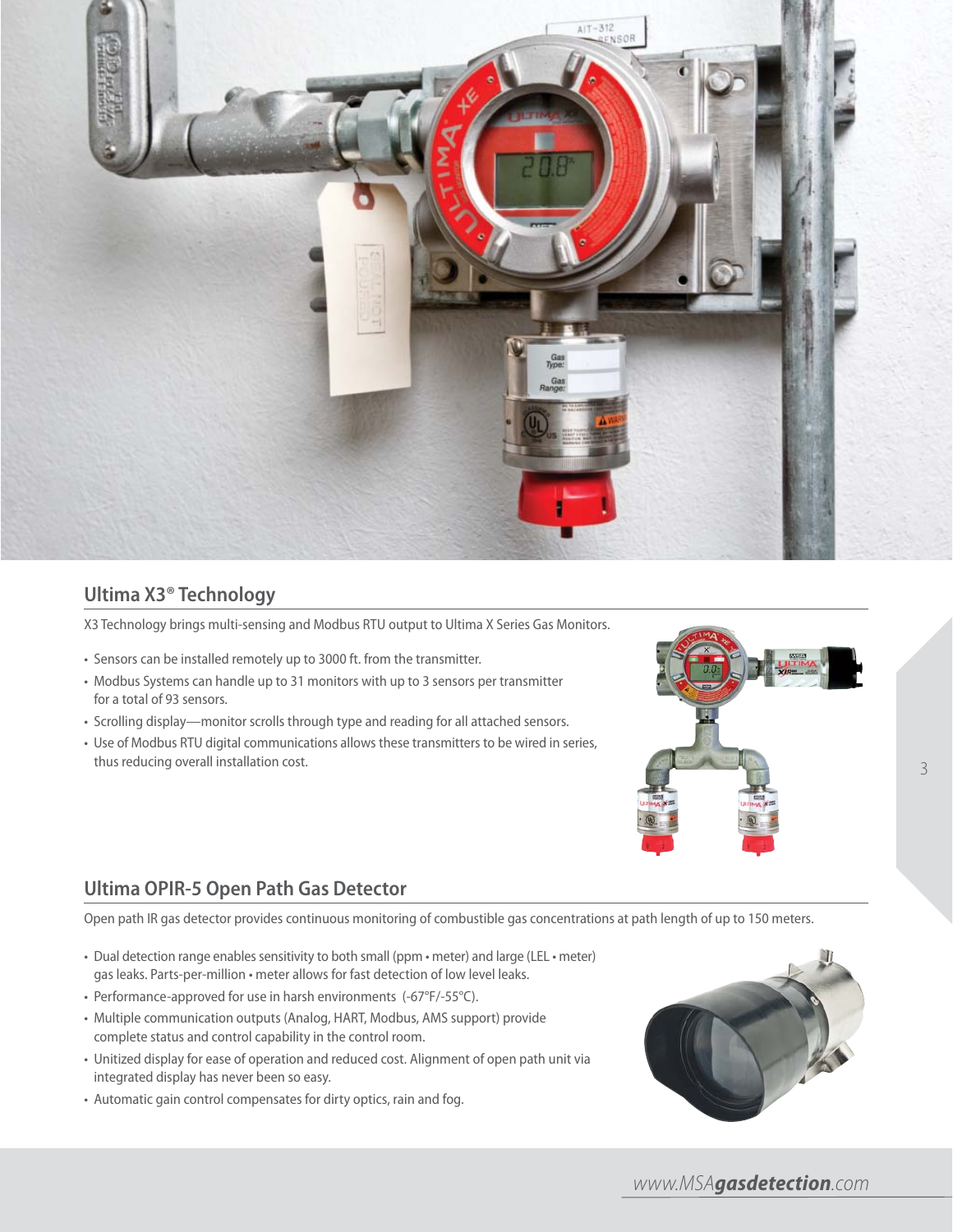## Ultima X3® Technology

X3 Technology brings multi-sensing and Modbus RTU output to Ultima X Series Gas Monitors.

- Sensors can be installed remotely up to 3000 ft. from the transmitter.
- Modbus Systems can handle up to 31 monitors with up to 3 sensors per transmitter for a total of 93 sensors.
- Scrolling display—monitor scrolls through type and reading for all attached sensors.
- Use of Modbus RTU digital communications allows these transmitters to be wired in series, thus reducing overall installation cost.

## Ultima OPIR-5 Open Path Gas Detector

Open path IR gas detector provides continuous monitoring of combustible gas concentrations at path length of up to 150 meters.

- Dual detection range enables sensitivity to both small (ppm • meter) and large (LEL • meter) gas leaks. Parts-per-million • meter allows for fast detection of low level leaks.
- Performance-approved for use in harsh environments (-67°F/-55°C).
- Multiple communication outputs (Analog, HART, Modbus, AMS support) provide complete status and control capability in the control room.
- Unitized display for ease of operation and reduced cost. Alignment of open path unit via integrated display has never been so easy.
- Automatic gain control compensates for dirty optics, rain and fog.

*www.MSA**gasdetection**.com*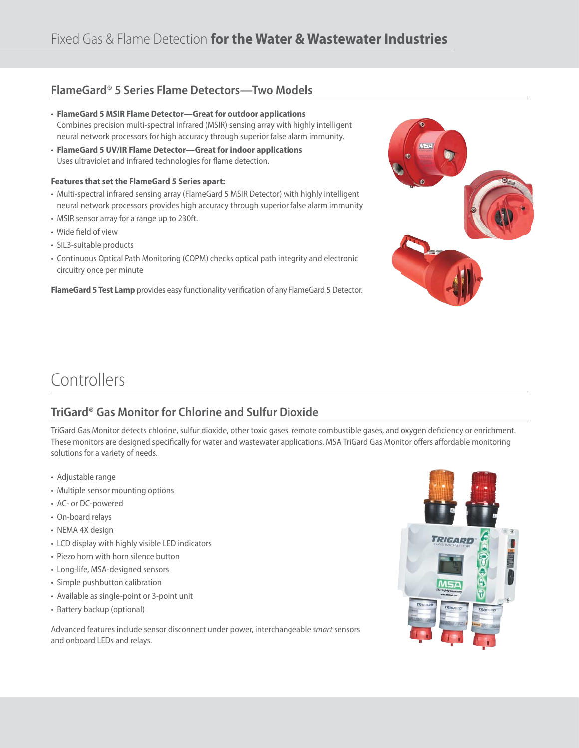## FlameGard® 5 Series Flame Detectors—Two Models

- **FlameGard 5 MSIR Flame Detector—Great for outdoor applications**
  Combines precision multi-spectral infrared (MSIR) sensing array with highly intelligent neural network processors for high accuracy through superior false alarm immunity.
- **FlameGard 5 UV/IR Flame Detector—Great for indoor applications**
  Uses ultraviolet and infrared technologies for flame detection.

**Features that set the FlameGard 5 Series apart:**

- Multi-spectral infrared sensing array (FlameGard 5 MSIR Detector) with highly intelligent neural network processors provides high accuracy through superior false alarm immunity
- MSIR sensor array for a range up to 230ft.
- Wide field of view
- SIL3-suitable products
- Continuous Optical Path Monitoring (COPM) checks optical path integrity and electronic circuitry once per minute

**FlameGard 5 Test Lamp** provides easy functionality verification of any FlameGard 5 Detector.

# Controllers

## TriGard® Gas Monitor for Chlorine and Sulfur Dioxide

TriGard Gas Monitor detects chlorine, sulfur dioxide, other toxic gases, remote combustible gases, and oxygen deficiency or enrichment. These monitors are designed specifically for water and wastewater applications. MSA TriGard Gas Monitor offers affordable monitoring solutions for a variety of needs.

- Adjustable range
- Multiple sensor mounting options
- AC- or DC-powered
- On-board relays
- NEMA 4X design
- LCD display with highly visible LED indicators
- Piezo horn with horn silence button
- Long-life, MSA-designed sensors
- Simple pushbutton calibration
- Available as single-point or 3-point unit
- Battery backup (optional)

Advanced features include sensor disconnect under power, interchangeable *smart* sensors and onboard LEDs and relays.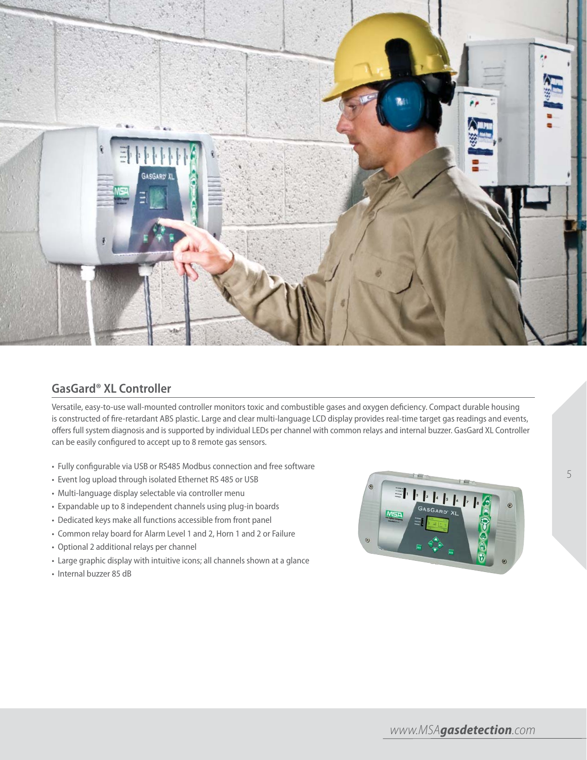## GasGard® XL Controller

Versatile, easy-to-use wall-mounted controller monitors toxic and combustible gases and oxygen deficiency. Compact durable housing is constructed of fire-retardant ABS plastic. Large and clear multi-language LCD display provides real-time target gas readings and events, offers full system diagnosis and is supported by individual LEDs per channel with common relays and internal buzzer. GasGard XL Controller can be easily configured to accept up to 8 remote gas sensors.

- Fully configurable via USB or RS485 Modbus connection and free software
- Event log upload through isolated Ethernet RS 485 or USB
- Multi-language display selectable via controller menu
- Expandable up to 8 independent channels using plug-in boards
- Dedicated keys make all functions accessible from front panel
- Common relay board for Alarm Level 1 and 2, Horn 1 and 2 or Failure
- Optional 2 additional relays per channel
- Large graphic display with intuitive icons; all channels shown at a glance
- Internal buzzer 85 dB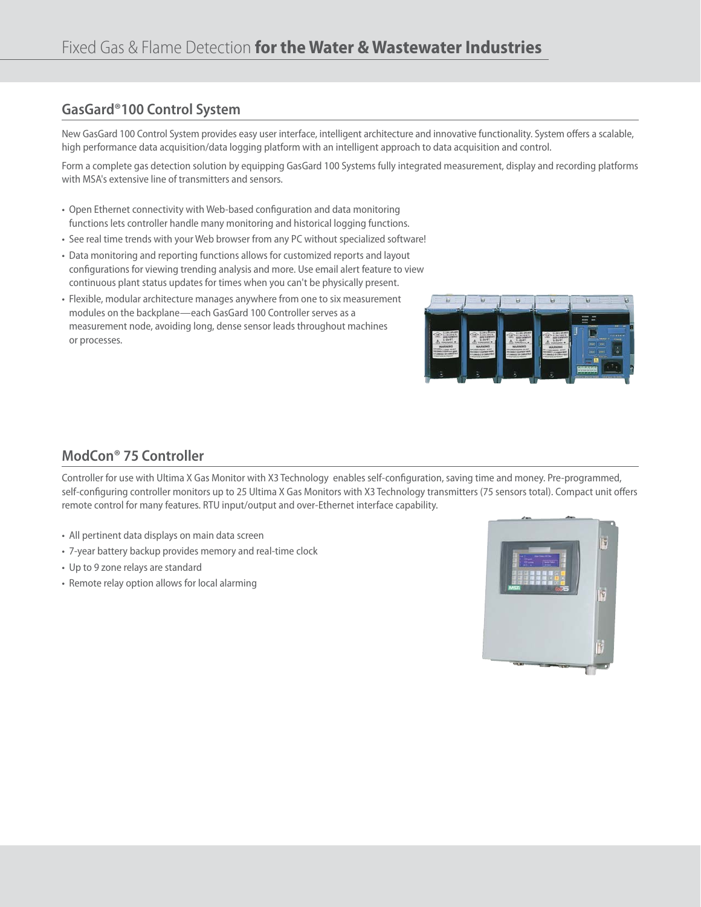## GasGard®100 Control System

New GasGard 100 Control System provides easy user interface, intelligent architecture and innovative functionality. System offers a scalable, high performance data acquisition/data logging platform with an intelligent approach to data acquisition and control.

Form a complete gas detection solution by equipping GasGard 100 Systems fully integrated measurement, display and recording platforms with MSA's extensive line of transmitters and sensors.

- Open Ethernet connectivity with Web-based configuration and data monitoring functions lets controller handle many monitoring and historical logging functions.
- See real time trends with your Web browser from any PC without specialized software!
- Data monitoring and reporting functions allows for customized reports and layout configurations for viewing trending analysis and more. Use email alert feature to view continuous plant status updates for times when you can't be physically present.
- Flexible, modular architecture manages anywhere from one to six measurement modules on the backplane—each GasGard 100 Controller serves as a measurement node, avoiding long, dense sensor leads throughout machines or processes.

## ModCon® 75 Controller

Controller for use with Ultima X Gas Monitor with X3 Technology enables self-configuration, saving time and money. Pre-programmed, self-configuring controller monitors up to 25 Ultima X Gas Monitors with X3 Technology transmitters (75 sensors total). Compact unit offers remote control for many features. RTU input/output and over-Ethernet interface capability.

- All pertinent data displays on main data screen
- 7-year battery backup provides memory and real-time clock
- Up to 9 zone relays are standard
- Remote relay option allows for local alarming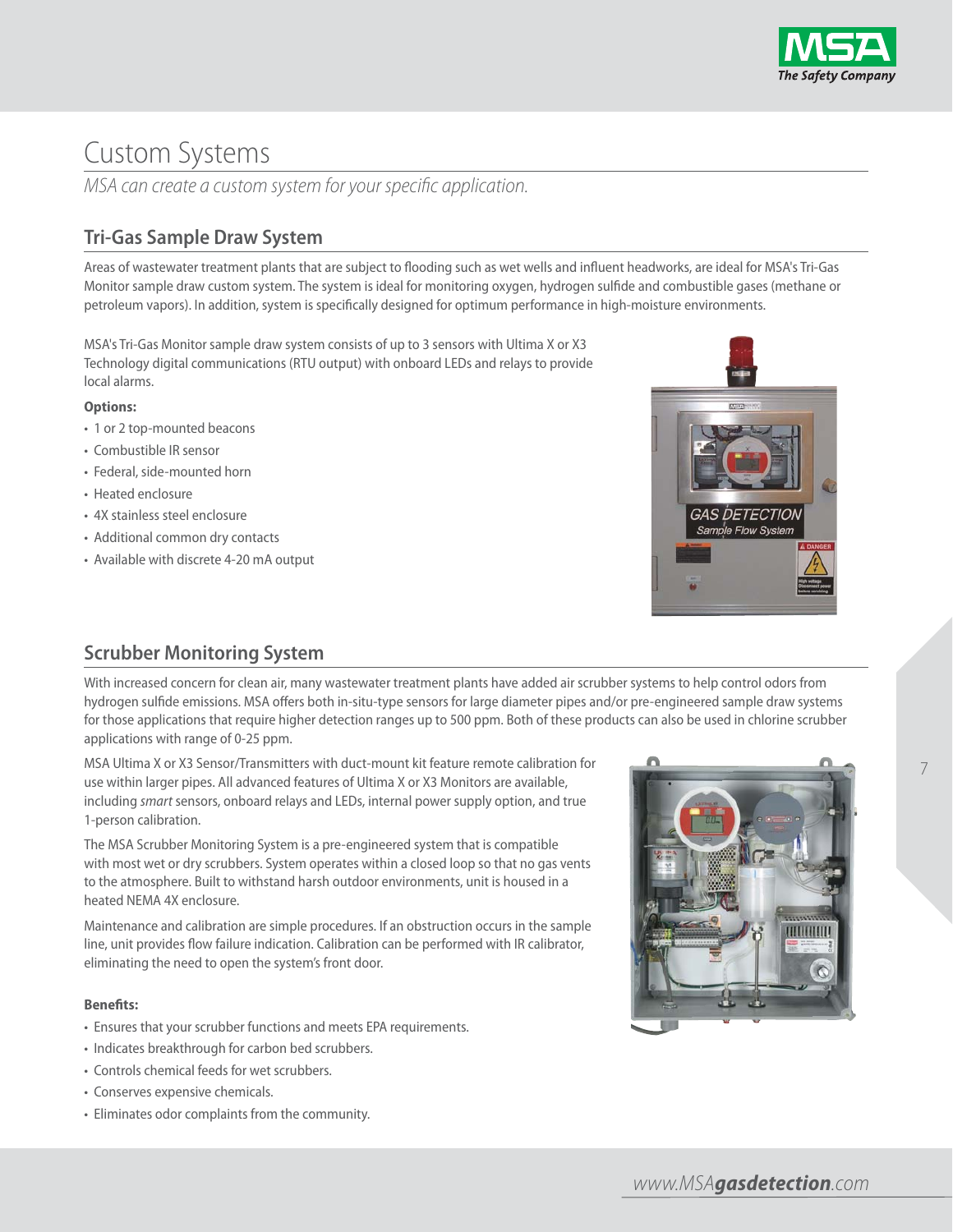# Custom Systems

*MSA can create a custom system for your specific application.*

## Tri-Gas Sample Draw System

Areas of wastewater treatment plants that are subject to flooding such as wet wells and influent headworks, are ideal for MSA's Tri-Gas Monitor sample draw custom system. The system is ideal for monitoring oxygen, hydrogen sulfide and combustible gases (methane or petroleum vapors). In addition, system is specifically designed for optimum performance in high-moisture environments.

MSA's Tri-Gas Monitor sample draw system consists of up to 3 sensors with Ultima X or X3 Technology digital communications (RTU output) with onboard LEDs and relays to provide local alarms.

**Options:**

- 1 or 2 top-mounted beacons
- Combustible IR sensor
- Federal, side-mounted horn
- Heated enclosure
- 4X stainless steel enclosure
- Additional common dry contacts
- Available with discrete 4-20 mA output

## Scrubber Monitoring System

With increased concern for clean air, many wastewater treatment plants have added air scrubber systems to help control odors from hydrogen sulfide emissions. MSA offers both in-situ-type sensors for large diameter pipes and/or pre-engineered sample draw systems for those applications that require higher detection ranges up to 500 ppm. Both of these products can also be used in chlorine scrubber applications with range of 0-25 ppm.

MSA Ultima X or X3 Sensor/Transmitters with duct-mount kit feature remote calibration for use within larger pipes. All advanced features of Ultima X or X3 Monitors are available, including *smart* sensors, onboard relays and LEDs, internal power supply option, and true 1-person calibration.

The MSA Scrubber Monitoring System is a pre-engineered system that is compatible with most wet or dry scrubbers. System operates within a closed loop so that no gas vents to the atmosphere. Built to withstand harsh outdoor environments, unit is housed in a heated NEMA 4X enclosure.

Maintenance and calibration are simple procedures. If an obstruction occurs in the sample line, unit provides flow failure indication. Calibration can be performed with IR calibrator, eliminating the need to open the system's front door.

**Benefits:**

- Ensures that your scrubber functions and meets EPA requirements.
- Indicates breakthrough for carbon bed scrubbers.
- Controls chemical feeds for wet scrubbers.
- Conserves expensive chemicals.
- Eliminates odor complaints from the community.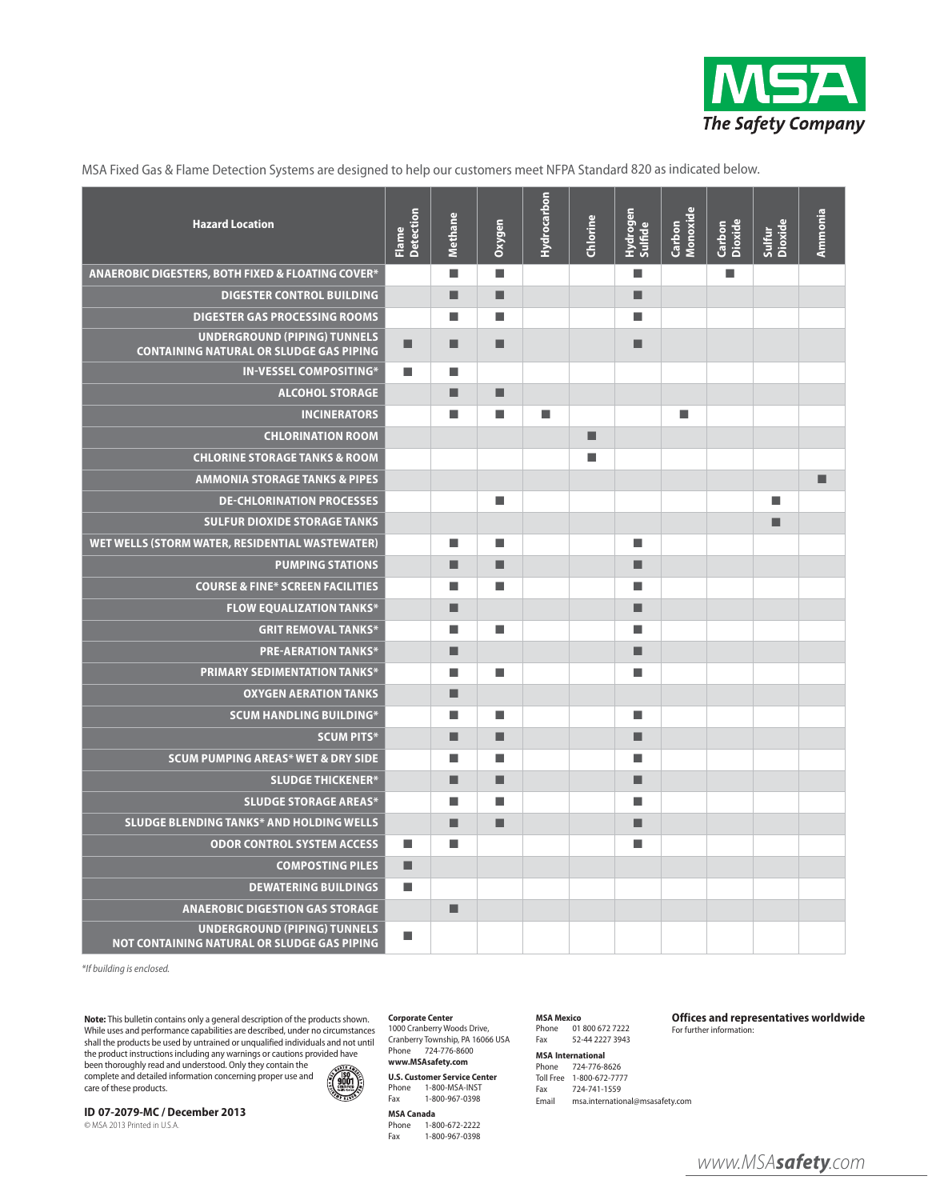MSA The Safety Company

MSA Fixed Gas & Flame Detection Systems are designed to help our customers meet NFPA Standard 820 as indicated below.

| Hazard Location | Flame Detection | Methane | Oxygen | Hydrocarbon | Chlorine | Hydrogen Sulfide | Carbon Monoxide | Carbon Dioxide | Sulfur Dioxide | Ammonia |
|---|---|---|---|---|---|---|---|---|---|---|
| ANAEROBIC DIGESTERS, BOTH FIXED & FLOATING COVER* | | ■ | ■ | | | ■ | | ■ | | |
| DIGESTER CONTROL BUILDING | | ■ | ■ | | | ■ | | | | |
| DIGESTER GAS PROCESSING ROOMS | | ■ | ■ | | | ■ | | | | |
| UNDERGROUND (PIPING) TUNNELS CONTAINING NATURAL OR SLUDGE GAS PIPING | ■ | ■ | ■ | | | ■ | | | | |
| IN-VESSEL COMPOSITING* | ■ | ■ | | | | | | | | |
| ALCOHOL STORAGE | | ■ | ■ | | | | | | | |
| INCINERATORS | | ■ | ■ | ■ | | | ■ | | | |
| CHLORINATION ROOM | | | | | ■ | | | | | |
| CHLORINE STORAGE TANKS & ROOM | | | | | ■ | | | | | |
| AMMONIA STORAGE TANKS & PIPES | | | | | | | | | | ■ |
| DE-CHLORINATION PROCESSES | | | ■ | | | | | | ■ | |
| SULFUR DIOXIDE STORAGE TANKS | | | | | | | | | ■ | |
| WET WELLS (STORM WATER, RESIDENTIAL WASTEWATER) | | ■ | ■ | | | ■ | | | | |
| PUMPING STATIONS | | ■ | ■ | | | ■ | | | | |
| COURSE & FINE* SCREEN FACILITIES | | ■ | ■ | | | ■ | | | | |
| FLOW EQUALIZATION TANKS* | | ■ | | | | ■ | | | | |
| GRIT REMOVAL TANKS* | | ■ | ■ | | | ■ | | | | |
| PRE-AERATION TANKS* | | ■ | | | | ■ | | | | |
| PRIMARY SEDIMENTATION TANKS* | | ■ | ■ | | | ■ | | | | |
| OXYGEN AERATION TANKS | | ■ | | | | | | | | |
| SCUM HANDLING BUILDING* | | ■ | ■ | | | ■ | | | | |
| SCUM PITS* | | ■ | ■ | | | ■ | | | | |
| SCUM PUMPING AREAS* WET & DRY SIDE | | ■ | ■ | | | ■ | | | | |
| SLUDGE THICKENER* | | ■ | ■ | | | ■ | | | | |
| SLUDGE STORAGE AREAS* | | ■ | ■ | | | ■ | | | | |
| SLUDGE BLENDING TANKS* AND HOLDING WELLS | | ■ | ■ | | | ■ | | | | |
| ODOR CONTROL SYSTEM ACCESS | ■ | ■ | | | | ■ | | | | |
| COMPOSTING PILES | ■ | | | | | | | | | |
| DEWATERING BUILDINGS | ■ | | | | | | | | | |
| ANAEROBIC DIGESTION GAS STORAGE | | ■ | | | | | | | | |
| UNDERGROUND (PIPING) TUNNELS NOT CONTAINING NATURAL OR SLUDGE GAS PIPING | ■ | | | | | | | | | |

*\*If building is enclosed.*

**Note:** This bulletin contains only a general description of the products shown. While uses and performance capabilities are described, under no circumstances shall the products be used by untrained or unqualified individuals and not until the product instructions including any warnings or cautions provided have been thoroughly read and understood. Only they contain the complete and detailed information concerning proper use and care of these products.

**ID 07-2079-MC / December 2013**
© MSA 2013 Printed in U.S.A.

**Corporate Center**
1000 Cranberry Woods Drive,
Cranberry Township, PA 16066 USA
Phone 724-776-8600
**www.MSAsafety.com**

**U.S. Customer Service Center**
Phone 1-800-MSA-INST
Fax 1-800-967-0398

**MSA Canada**
Phone 1-800-672-2222
Fax 1-800-967-0398

**MSA Mexico**
Phone 01 800 672 7222
Fax 52-44 2227 3943

**MSA International**
Phone 724-776-8626
Toll Free 1-800-672-7777
Fax 724-741-1559
Email msa.international@msasafety.com

**Offices and representatives worldwide**
For further information:

www.MSA*safety*.com